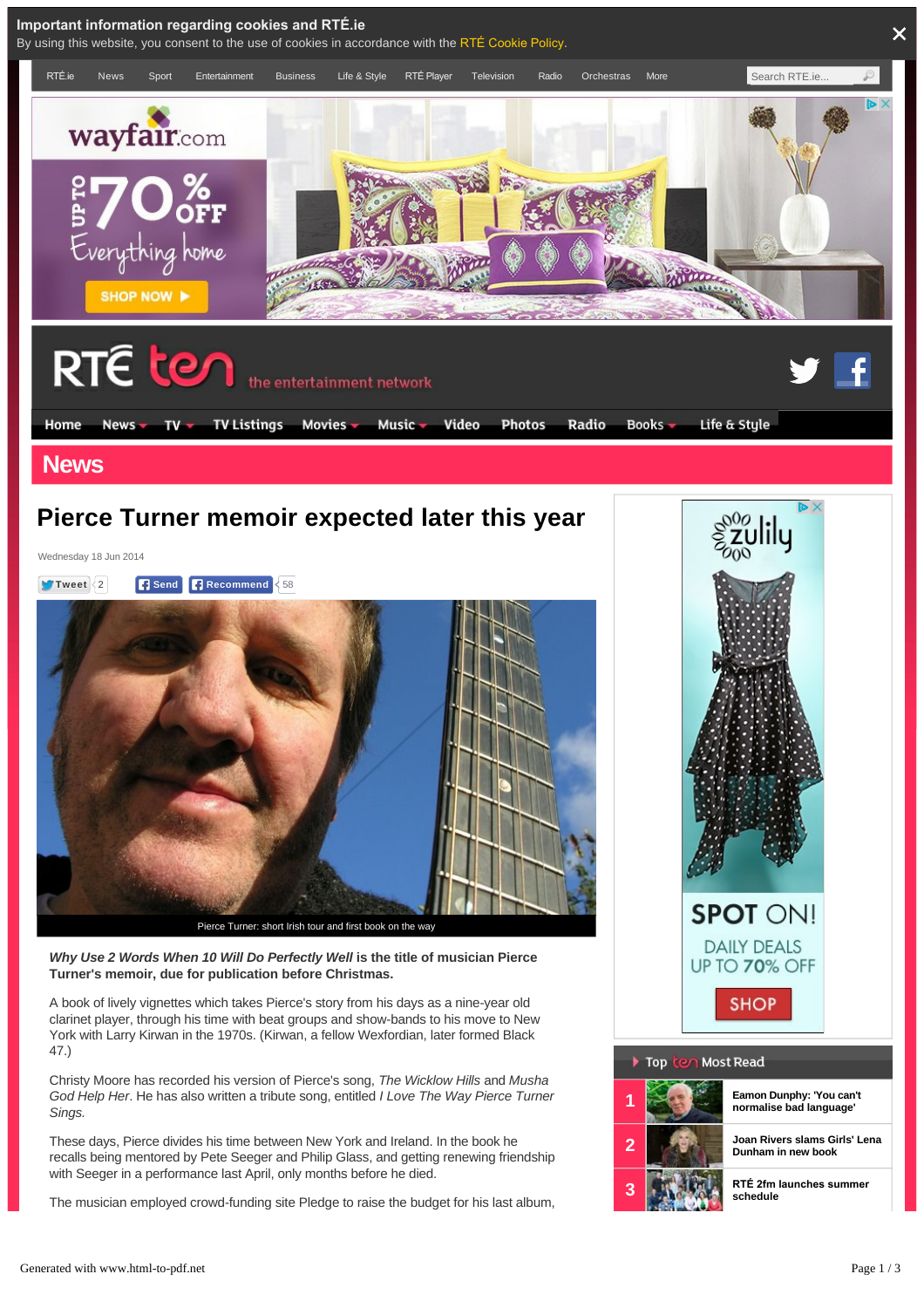Important information regarding cookies and RTÉ.ie

By using this website, you consent to the use of cookies in accordance with the RTÉ Cookie Policy.

RTÉ.ie | News | Sport | Entertainment | Business | Life & Style | RTÉ Player | Television | Radio | Orchestras | More

RTÉ ten — the entertainment network

Home | News | TV | TV Listings | Movies | Music | Video | Photos | Radio | Books | Life & Style

## News

# Pierce Turner memoir expected later this year

Wednesday 18 Jun 2014

Tweet 2 | Send | Recommend 58

Pierce Turner: short Irish tour and first book on the way

***Why Use 2 Words When 10 Will Do Perfectly Well*** **is the title of musician Pierce Turner's memoir, due for publication before Christmas.**

A book of lively vignettes which takes Pierce's story from his days as a nine-year old clarinet player, through his time with beat groups and show-bands to his move to New York with Larry Kirwan in the 1970s. (Kirwan, a fellow Wexfordian, later formed Black 47.)

Christy Moore has recorded his version of Pierce's song, *The Wicklow Hills* and *Musha God Help Her*. He has also written a tribute song, entitled *I Love The Way Pierce Turner Sings.*

These days, Pierce divides his time between New York and Ireland. In the book he recalls being mentored by Pete Seeger and Philip Glass, and getting renewing friendship with Seeger in a performance last April, only months before he died.

The musician employed crowd-funding site Pledge to raise the budget for his last album,

Top ten Most Read

1. Eamon Dunphy: 'You can't normalise bad language'
2. Joan Rivers slams Girls' Lena Dunham in new book
3. RTÉ 2fm launches summer schedule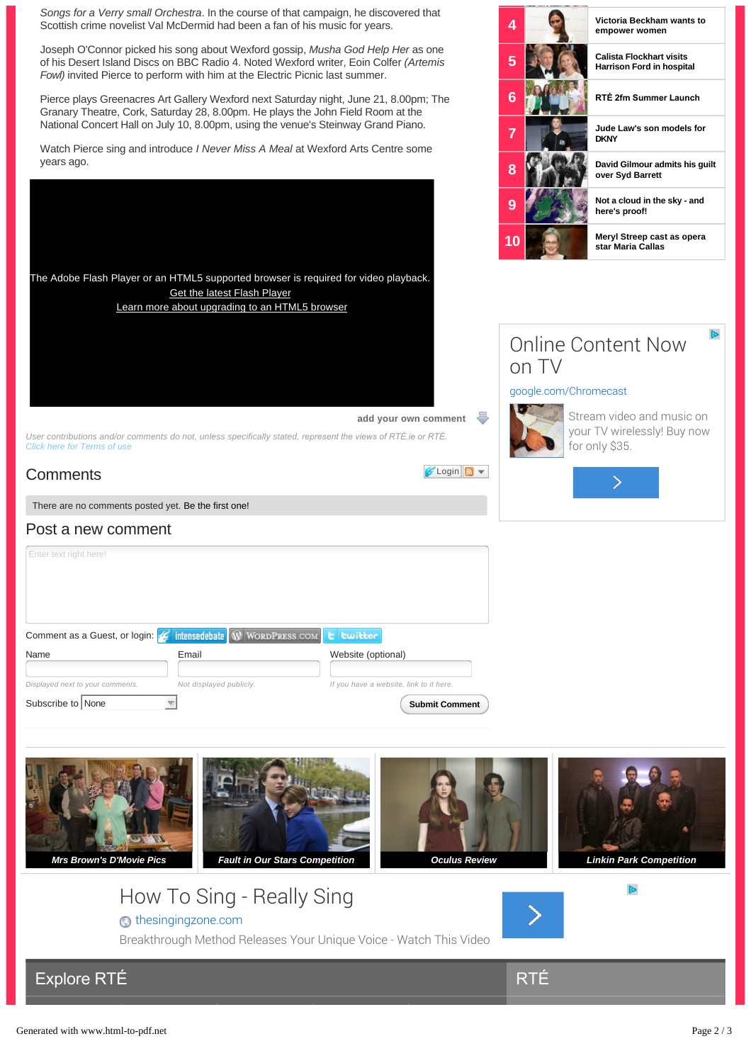*Songs for a Verry small Orchestra*. In the course of that campaign, he discovered that Scottish crime novelist Val McDermid had been a fan of his music for years.

Joseph O'Connor picked his song about Wexford gossip, *Musha God Help Her* as one of his Desert Island Discs on BBC Radio 4. Noted Wexford writer, Eoin Colfer *(Artemis Fowl)* invited Pierce to perform with him at the Electric Picnic last summer.

Pierce plays Greenacres Art Gallery Wexford next Saturday night, June 21, 8.00pm; The Granary Theatre, Cork, Saturday 28, 8.00pm. He plays the John Field Room at the National Concert Hall on July 10, 8.00pm, using the venue's Steinway Grand Piano.

Watch Pierce sing and introduce *I Never Miss A Meal* at Wexford Arts Centre some years ago.

The Adobe Flash Player or an HTML5 supported browser is required for video playback.
Get the latest Flash Player
Learn more about upgrading to an HTML5 browser

add your own comment

*User contributions and/or comments do not, unless specifically stated, represent the views of RTÉ.ie or RTÉ.*
*Click here for Terms of use*

## Comments

Login

There are no comments posted yet. Be the first one!

## Post a new comment

Enter text right here!

Comment as a Guest, or login: intensedebate WordPress.com twitter

Name — *Displayed next to your comments.*

Email — *Not displayed publicly.*

Website (optional) — *If you have a website, link to it here.*

Subscribe to None

Submit Comment

4 Victoria Beckham wants to empower women

5 Calista Flockhart visits Harrison Ford in hospital

6 RTÉ 2fm Summer Launch

7 Jude Law's son models for DKNY

8 David Gilmour admits his guilt over Syd Barrett

9 Not a cloud in the sky - and here's proof!

10 Meryl Streep cast as opera star Maria Callas

Online Content Now on TV
google.com/Chromecast
Stream video and music on your TV wirelessly! Buy now for only $35.

Mrs Brown's D'Movie Pics | Fault in Our Stars Competition | Oculus Review | Linkin Park Competition

How To Sing - Really Sing
thesingingzone.com
Breakthrough Method Releases Your Unique Voice - Watch This Video

Explore RTÉ

RTÉ

Generated with www.html-to-pdf.net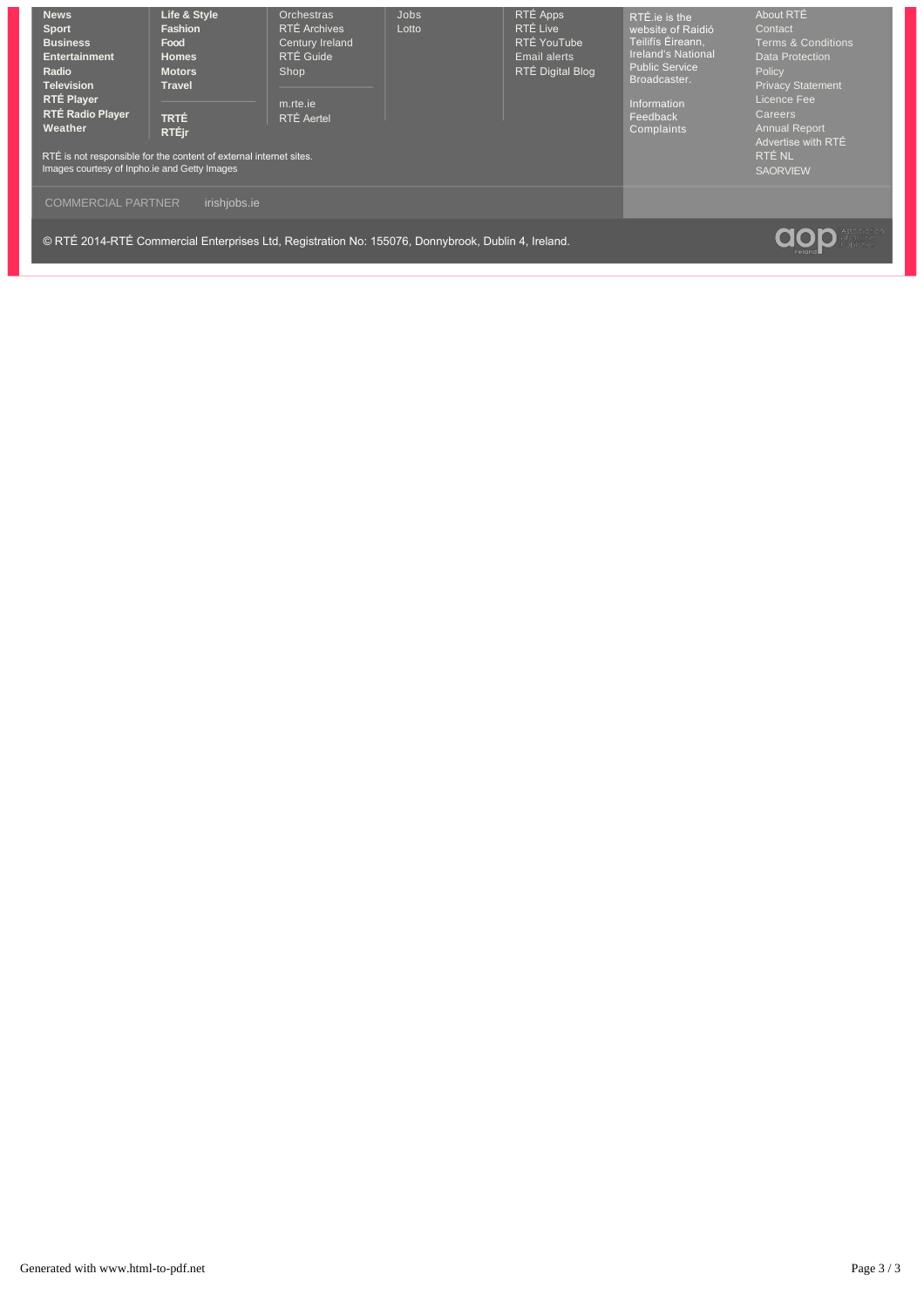**News**
**Sport**
**Business**
**Entertainment**
**Radio**
**Television**
**RTÉ Player**
**RTÉ Radio Player**
**Weather**

**Life & Style**
**Fashion**
**Food**
**Homes**
**Motors**
**Travel**

**TRTÉ**
**RTÉjr**

Orchestras
RTÉ Archives
Century Ireland
RTÉ Guide
Shop

m.rte.ie
RTÉ Aertel

Jobs
Lotto

RTÉ Apps
RTÉ Live
RTÉ YouTube
Email alerts
RTÉ Digital Blog

RTÉ.ie is the website of Raidió Teilifís Éireann, Ireland's National Public Service Broadcaster.

Information
Feedback
Complaints

About RTÉ
Contact
Terms & Conditions
Data Protection Policy
Privacy Statement
Licence Fee
Careers
Annual Report
Advertise with RTÉ
RTÉ NL
SAORVIEW

RTÉ is not responsible for the content of external internet sites.
Images courtesy of Inpho.ie and Getty Images

COMMERCIAL PARTNER irishjobs.ie

© RTÉ 2014-RTÉ Commercial Enterprises Ltd, Registration No: 155076, Donnybrook, Dublin 4, Ireland.

aop ireland Association of Online Publishers

Generated with www.html-to-pdf.net